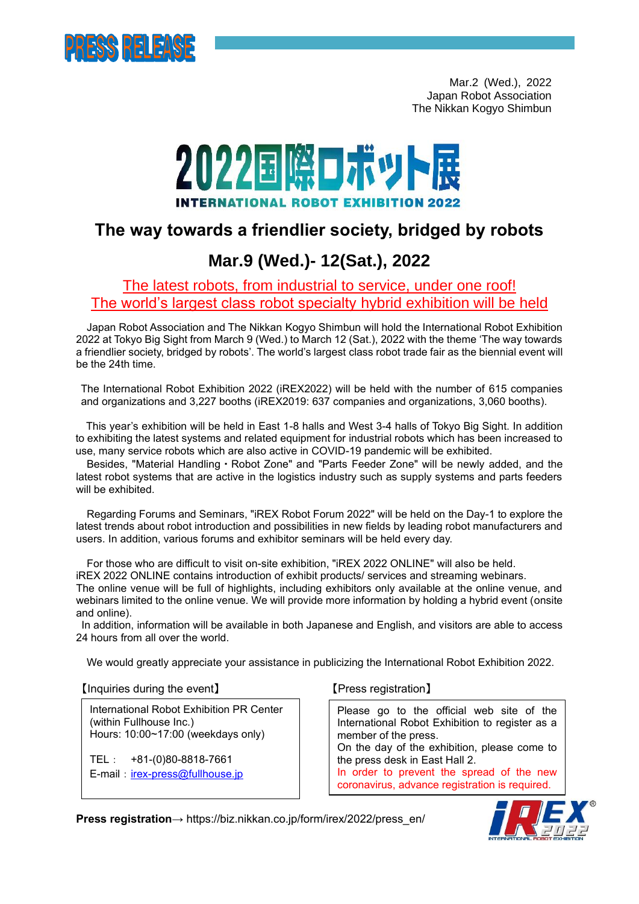PRESS RELEASE

Mar.2 (Wed.), 2022
Japan Robot Association
The Nikkan Kogyo Shimbun

# 2022国際ロボット展

INTERNATIONAL ROBOT EXHIBITION 2022

## The way towards a friendlier society, bridged by robots

## Mar.9 (Wed.)- 12(Sat.), 2022

The latest robots, from industrial to service, under one roof!
The world's largest class robot specialty hybrid exhibition will be held

Japan Robot Association and The Nikkan Kogyo Shimbun will hold the International Robot Exhibition 2022 at Tokyo Big Sight from March 9 (Wed.) to March 12 (Sat.), 2022 with the theme 'The way towards a friendlier society, bridged by robots'. The world's largest class robot trade fair as the biennial event will be the 24th time.

The International Robot Exhibition 2022 (iREX2022) will be held with the number of 615 companies and organizations and 3,227 booths (iREX2019: 637 companies and organizations, 3,060 booths).

This year's exhibition will be held in East 1-8 halls and West 3-4 halls of Tokyo Big Sight. In addition to exhibiting the latest systems and related equipment for industrial robots which has been increased to use, many service robots which are also active in COVID-19 pandemic will be exhibited.
Besides, "Material Handling・Robot Zone" and "Parts Feeder Zone" will be newly added, and the latest robot systems that are active in the logistics industry such as supply systems and parts feeders will be exhibited.

Regarding Forums and Seminars, "iREX Robot Forum 2022" will be held on the Day-1 to explore the latest trends about robot introduction and possibilities in new fields by leading robot manufacturers and users. In addition, various forums and exhibitor seminars will be held every day.

For those who are difficult to visit on-site exhibition, "iREX 2022 ONLINE" will also be held.
iREX 2022 ONLINE contains introduction of exhibit products/ services and streaming webinars.
The online venue will be full of highlights, including exhibitors only available at the online venue, and webinars limited to the online venue. We will provide more information by holding a hybrid event (onsite and online).
In addition, information will be available in both Japanese and English, and visitors are able to access 24 hours from all over the world.

We would greatly appreciate your assistance in publicizing the International Robot Exhibition 2022.

【Inquiries during the event】

International Robot Exhibition PR Center
(within Fullhouse Inc.)
Hours: 10:00~17:00 (weekdays only)

TEL： +81-(0)80-8818-7661
E-mail：irex-press@fullhouse.jp

【Press registration】

Please go to the official web site of the International Robot Exhibition to register as a member of the press.
On the day of the exhibition, please come to the press desk in East Hall 2.
In order to prevent the spread of the new coronavirus, advance registration is required.

**Press registration**→ https://biz.nikkan.co.jp/form/irex/2022/press_en/

iREX 2022 INTERNATIONAL ROBOT EXHIBITION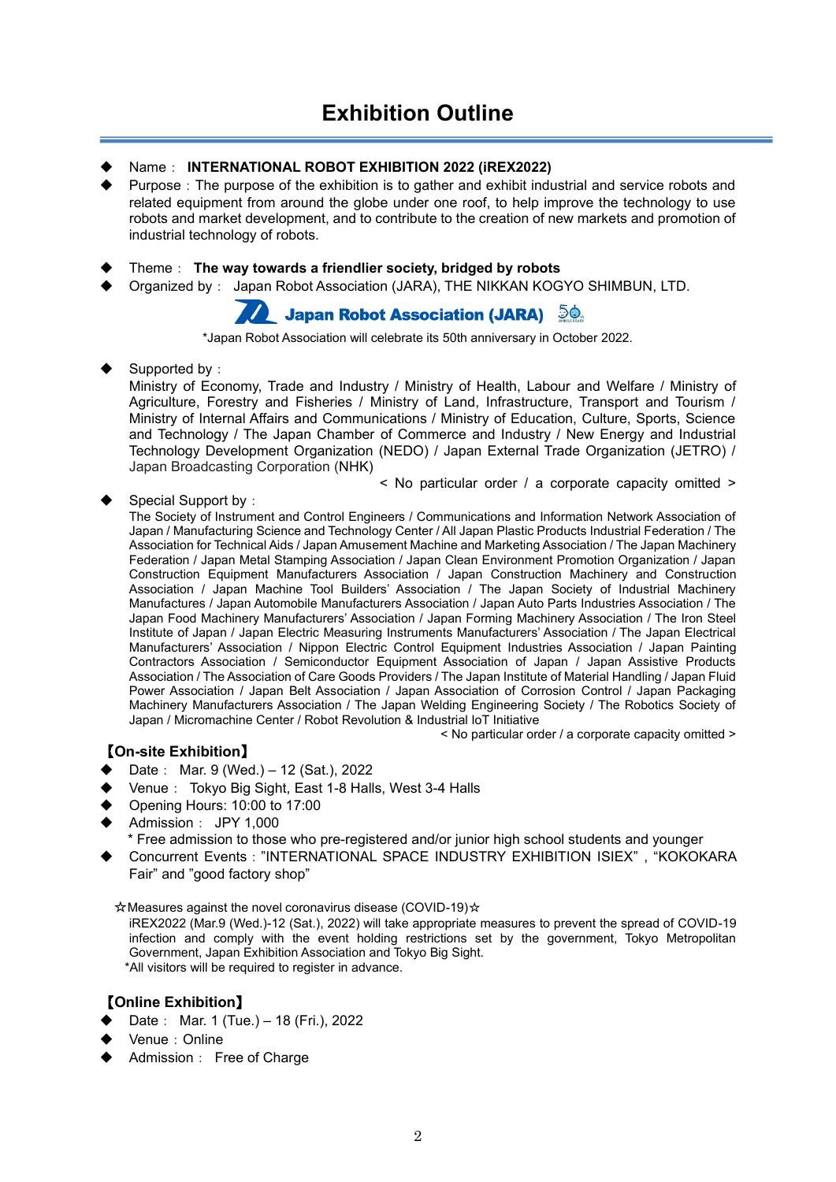# Exhibition Outline

- Name： **INTERNATIONAL ROBOT EXHIBITION 2022 (iREX2022)**
- Purpose：The purpose of the exhibition is to gather and exhibit industrial and service robots and related equipment from around the globe under one roof, to help improve the technology to use robots and market development, and to contribute to the creation of new markets and promotion of industrial technology of robots.
- Theme： **The way towards a friendlier society, bridged by robots**
- Organized by： Japan Robot Association (JARA), THE NIKKAN KOGYO SHIMBUN, LTD.

**Japan Robot Association (JARA)**

*Japan Robot Association will celebrate its 50th anniversary in October 2022.

- Supported by：
  Ministry of Economy, Trade and Industry / Ministry of Health, Labour and Welfare / Ministry of Agriculture, Forestry and Fisheries / Ministry of Land, Infrastructure, Transport and Tourism / Ministry of Internal Affairs and Communications / Ministry of Education, Culture, Sports, Science and Technology / The Japan Chamber of Commerce and Industry / New Energy and Industrial Technology Development Organization (NEDO) / Japan External Trade Organization (JETRO) / Japan Broadcasting Corporation (NHK)
  < No particular order / a corporate capacity omitted >
- Special Support by：
  The Society of Instrument and Control Engineers / Communications and Information Network Association of Japan / Manufacturing Science and Technology Center / All Japan Plastic Products Industrial Federation / The Association for Technical Aids / Japan Amusement Machine and Marketing Association / The Japan Machinery Federation / Japan Metal Stamping Association / Japan Clean Environment Promotion Organization / Japan Construction Equipment Manufacturers Association / Japan Construction Machinery and Construction Association / Japan Machine Tool Builders' Association / The Japan Society of Industrial Machinery Manufactures / Japan Automobile Manufacturers Association / Japan Auto Parts Industries Association / The Japan Food Machinery Manufacturers' Association / Japan Forming Machinery Association / The Iron Steel Institute of Japan / Japan Electric Measuring Instruments Manufacturers' Association / The Japan Electrical Manufacturers' Association / Nippon Electric Control Equipment Industries Association / Japan Painting Contractors Association / Semiconductor Equipment Association of Japan / Japan Assistive Products Association / The Association of Care Goods Providers / The Japan Institute of Material Handling / Japan Fluid Power Association / Japan Belt Association / Japan Association of Corrosion Control / Japan Packaging Machinery Manufacturers Association / The Japan Welding Engineering Society / The Robotics Society of Japan / Micromachine Center / Robot Revolution & Industrial IoT Initiative
  < No particular order / a corporate capacity omitted >

## 【On-site Exhibition】

- Date： Mar. 9 (Wed.) – 12 (Sat.), 2022
- Venue： Tokyo Big Sight, East 1-8 Halls, West 3-4 Halls
- Opening Hours: 10:00 to 17:00
- Admission： JPY 1,000
  * Free admission to those who pre-registered and/or junior high school students and younger
- Concurrent Events："INTERNATIONAL SPACE INDUSTRY EXHIBITION ISIEX" , "KOKOKARA Fair" and "good factory shop"

☆Measures against the novel coronavirus disease (COVID-19)☆
iREX2022 (Mar.9 (Wed.)-12 (Sat.), 2022) will take appropriate measures to prevent the spread of COVID-19 infection and comply with the event holding restrictions set by the government, Tokyo Metropolitan Government, Japan Exhibition Association and Tokyo Big Sight.
*All visitors will be required to register in advance.

## 【Online Exhibition】

- Date： Mar. 1 (Tue.) – 18 (Fri.), 2022
- Venue：Online
- Admission： Free of Charge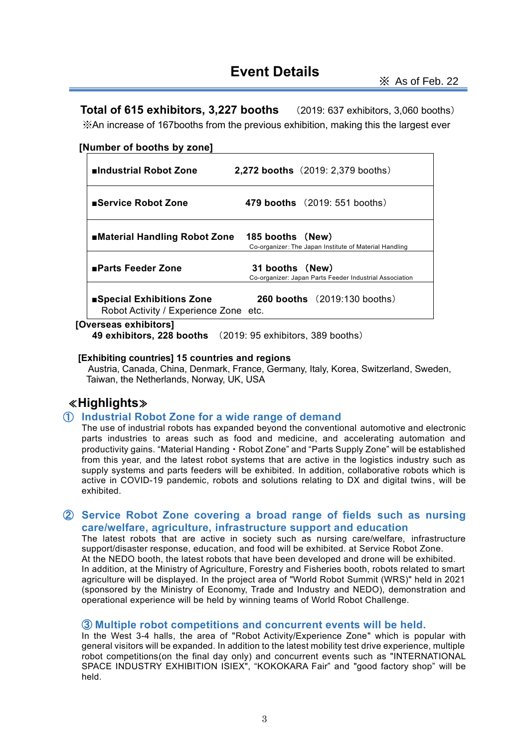# Event Details

※ As of Feb. 22

**Total of 615 exhibitors, 3,227 booths** （2019: 637 exhibitors, 3,060 booths）

※An increase of 167booths from the previous exhibition, making this the largest ever

**[Number of booths by zone]**

| Zone | Booths |
| --- | --- |
| **■Industrial Robot Zone** | **2,272 booths**（2019: 2,379 booths） |
| **■Service Robot Zone** | **479 booths**（2019: 551 booths） |
| **■Material Handling Robot Zone** | **185 booths（New）** Co-organizer: The Japan Institute of Material Handling |
| **■Parts Feeder Zone** | **31 booths（New）** Co-organizer: Japan Parts Feeder Industrial Association |
| **■Special Exhibitions Zone** Robot Activity / Experience Zone etc. | **260 booths**（2019:130 booths） |

**[Overseas exhibitors]**

**49 exhibitors, 228 booths** （2019: 95 exhibitors, 389 booths）

**[Exhibiting countries] 15 countries and regions**

Austria, Canada, China, Denmark, France, Germany, Italy, Korea, Switzerland, Sweden, Taiwan, the Netherlands, Norway, UK, USA

## ≪Highlights≫

### ① Industrial Robot Zone for a wide range of demand

The use of industrial robots has expanded beyond the conventional automotive and electronic parts industries to areas such as food and medicine, and accelerating automation and productivity gains. "Material Handing・Robot Zone" and "Parts Supply Zone" will be established from this year, and the latest robot systems that are active in the logistics industry such as supply systems and parts feeders will be exhibited. In addition, collaborative robots which is active in COVID-19 pandemic, robots and solutions relating to DX and digital twins, will be exhibited.

### ② Service Robot Zone covering a broad range of fields such as nursing care/welfare, agriculture, infrastructure support and education

The latest robots that are active in society such as nursing care/welfare, infrastructure support/disaster response, education, and food will be exhibited. at Service Robot Zone.
At the NEDO booth, the latest robots that have been developed and drone will be exhibited.
In addition, at the Ministry of Agriculture, Forestry and Fisheries booth, robots related to smart agriculture will be displayed. In the project area of "World Robot Summit (WRS)" held in 2021 (sponsored by the Ministry of Economy, Trade and Industry and NEDO), demonstration and operational experience will be held by winning teams of World Robot Challenge.

### ③ Multiple robot competitions and concurrent events will be held.

In the West 3-4 halls, the area of "Robot Activity/Experience Zone" which is popular with general visitors will be expanded. In addition to the latest mobility test drive experience, multiple robot competitions(on the final day only) and concurrent events such as "INTERNATIONAL SPACE INDUSTRY EXHIBITION ISIEX", "KOKOKARA Fair" and "good factory shop" will be held.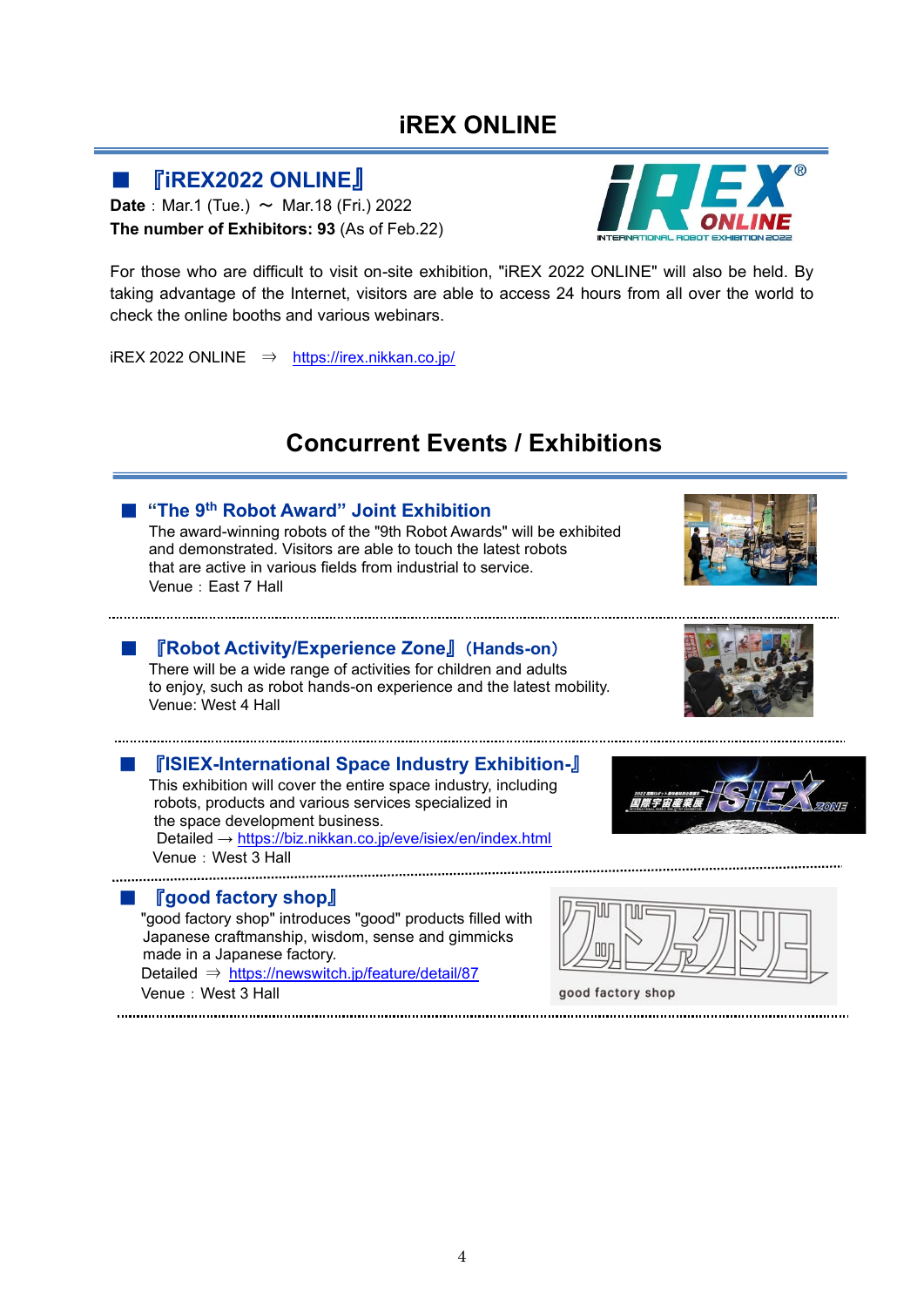# iREX ONLINE

## ■ 『iREX2022 ONLINE』

**Date**：Mar.1 (Tue.) ～ Mar.18 (Fri.) 2022
**The number of Exhibitors: 93** (As of Feb.22)

For those who are difficult to visit on-site exhibition, "iREX 2022 ONLINE" will also be held. By taking advantage of the Internet, visitors are able to access 24 hours from all over the world to check the online booths and various webinars.

iREX 2022 ONLINE ⇒ https://irex.nikkan.co.jp/

# Concurrent Events / Exhibitions

## ■ "The 9th Robot Award" Joint Exhibition

The award-winning robots of the "9th Robot Awards" will be exhibited and demonstrated. Visitors are able to touch the latest robots that are active in various fields from industrial to service.
Venue：East 7 Hall

## ■ 『Robot Activity/Experience Zone』（Hands-on）

There will be a wide range of activities for children and adults to enjoy, such as robot hands-on experience and the latest mobility.
Venue: West 4 Hall

## ■ 『ISIEX-International Space Industry Exhibition-』

This exhibition will cover the entire space industry, including robots, products and various services specialized in the space development business.
Detailed → https://biz.nikkan.co.jp/eve/isiex/en/index.html
Venue：West 3 Hall

## ■ 『good factory shop』

"good factory shop" introduces "good" products filled with Japanese craftmanship, wisdom, sense and gimmicks made in a Japanese factory.
Detailed ⇒ https://newswitch.jp/feature/detail/87
Venue：West 3 Hall